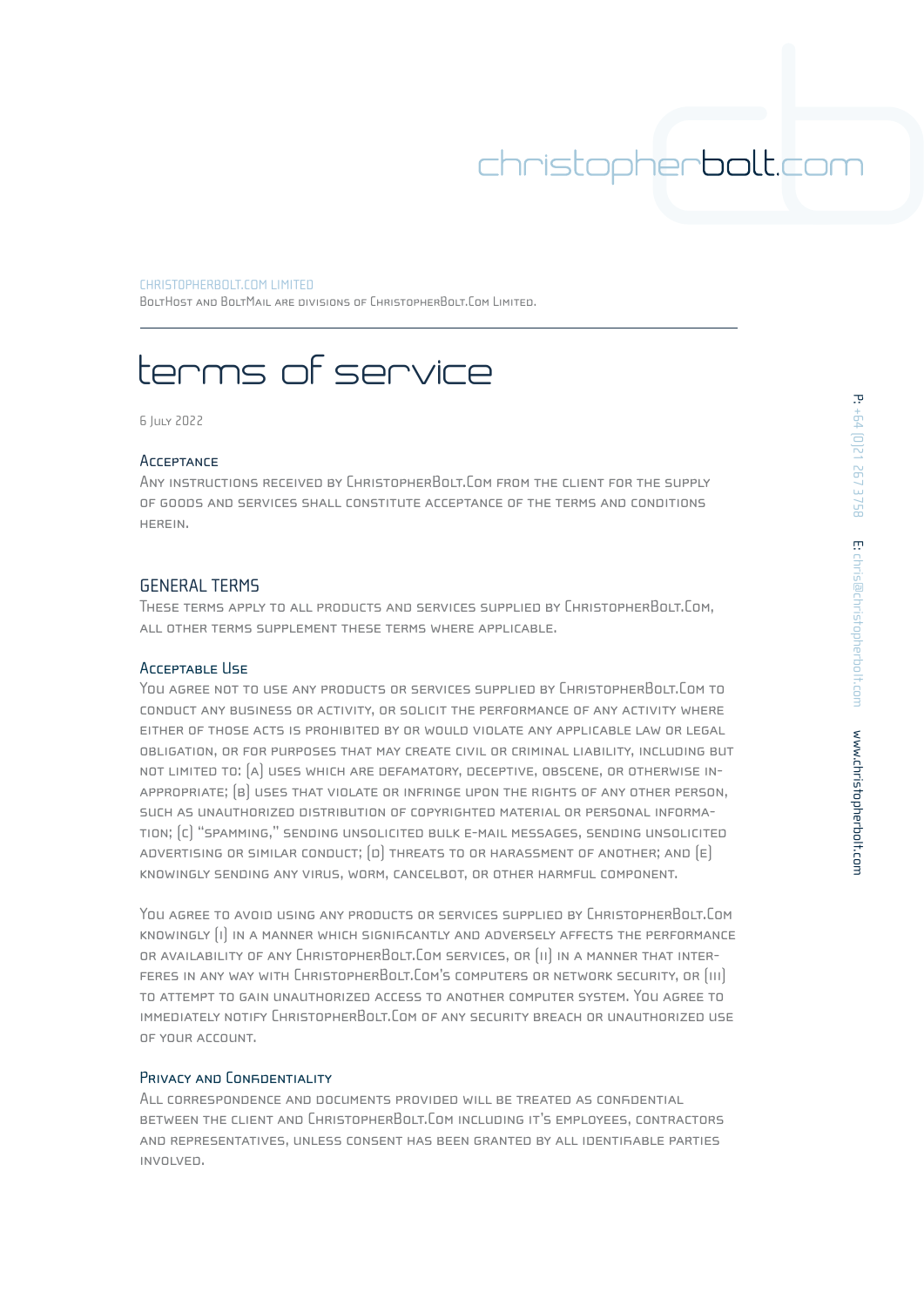christopherbolt.com

CHRISTOPHERBOLT.COM LIMITED
BoltHost and BoltMail are divisions of ChristopherBolt.Com Limited.

# terms of service

6 July 2022

### Acceptance

Any instructions received by ChristopherBolt.Com from the client for the supply of goods and services shall constitute acceptance of the terms and conditions herein.

## GENERAL TERMS

These terms apply to all products and services supplied by ChristopherBolt.Com, all other terms supplement these terms where applicable.

### Acceptable Use

You agree not to use any products or services supplied by ChristopherBolt.Com to conduct any business or activity, or solicit the performance of any activity where either of those acts is prohibited by or would violate any applicable law or legal obligation, or for purposes that may create civil or criminal liability, including but not limited to: (a) uses which are defamatory, deceptive, obscene, or otherwise inappropriate; (b) uses that violate or infringe upon the rights of any other person, such as unauthorized distribution of copyrighted material or personal information; (c) "spamming," sending unsolicited bulk e-mail messages, sending unsolicited advertising or similar conduct; (d) threats to or harassment of another; and (e) knowingly sending any virus, worm, cancelbot, or other harmful component.

You agree to avoid using any products or services supplied by ChristopherBolt.Com knowingly (i) in a manner which significantly and adversely affects the performance or availability of any ChristopherBolt.Com services, or (ii) in a manner that interferes in any way with ChristopherBolt.Com's computers or network security, or (iii) to attempt to gain unauthorized access to another computer system. You agree to immediately notify ChristopherBolt.Com of any security breach or unauthorized use of your account.

### Privacy and Confidentiality

All correspondence and documents provided will be treated as confidential between the client and ChristopherBolt.Com including it's employees, contractors and representatives, unless consent has been granted by all identifiable parties involved.

P: +64 (0)21 267 3758 E: chris@christopherbolt.com www.christopherbolt.com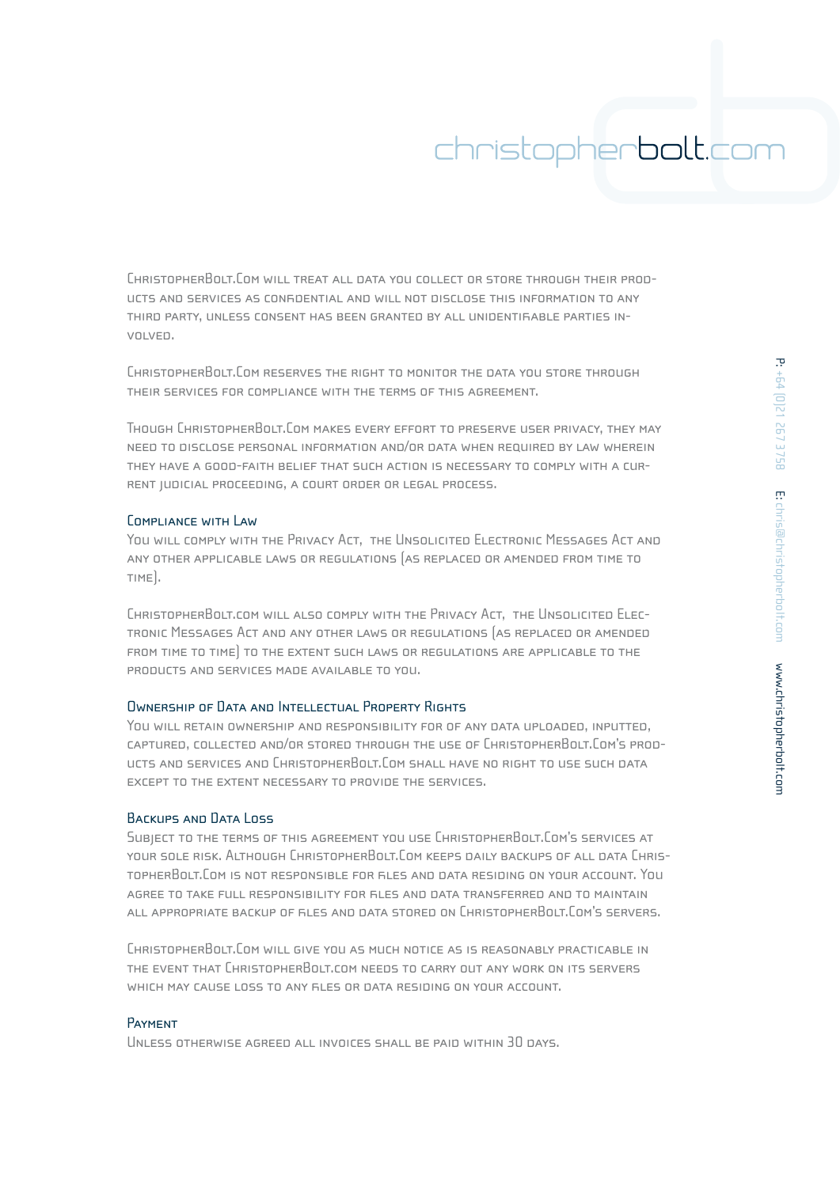ChristopherBolt.Com will treat all data you collect or store through their products and services as confidential and will not disclose this information to any third party, unless consent has been granted by all unidentifiable parties involved.

ChristopherBolt.Com reserves the right to monitor the data you store through their services for compliance with the terms of this agreement.

Though ChristopherBolt.Com makes every effort to preserve user privacy, they may need to disclose personal information and/or data when required by law wherein they have a good-faith belief that such action is necessary to comply with a current judicial proceeding, a court order or legal process.

### Compliance with Law

You will comply with the Privacy Act, the Unsolicited Electronic Messages Act and any other applicable laws or regulations (as replaced or amended from time to time).

ChristopherBolt.com will also comply with the Privacy Act, the Unsolicited Electronic Messages Act and any other laws or regulations (as replaced or amended from time to time) to the extent such laws or regulations are applicable to the products and services made available to you.

### Ownership of Data and Intellectual Property Rights

You will retain ownership and responsibility for of any data uploaded, inputted, captured, collected and/or stored through the use of ChristopherBolt.Com's products and services and ChristopherBolt.Com shall have no right to use such data except to the extent necessary to provide the services.

### Backups and Data Loss

Subject to the terms of this agreement you use ChristopherBolt.Com's services at your sole risk. Although ChristopherBolt.Com keeps daily backups of all data ChristopherBolt.Com is not responsible for files and data residing on your account. You agree to take full responsibility for files and data transferred and to maintain all appropriate backup of files and data stored on ChristopherBolt.Com's servers.

ChristopherBolt.Com will give you as much notice as is reasonably practicable in the event that ChristopherBolt.com needs to carry out any work on its servers which may cause loss to any files or data residing on your account.

### Payment

Unless otherwise agreed all invoices shall be paid within 30 days.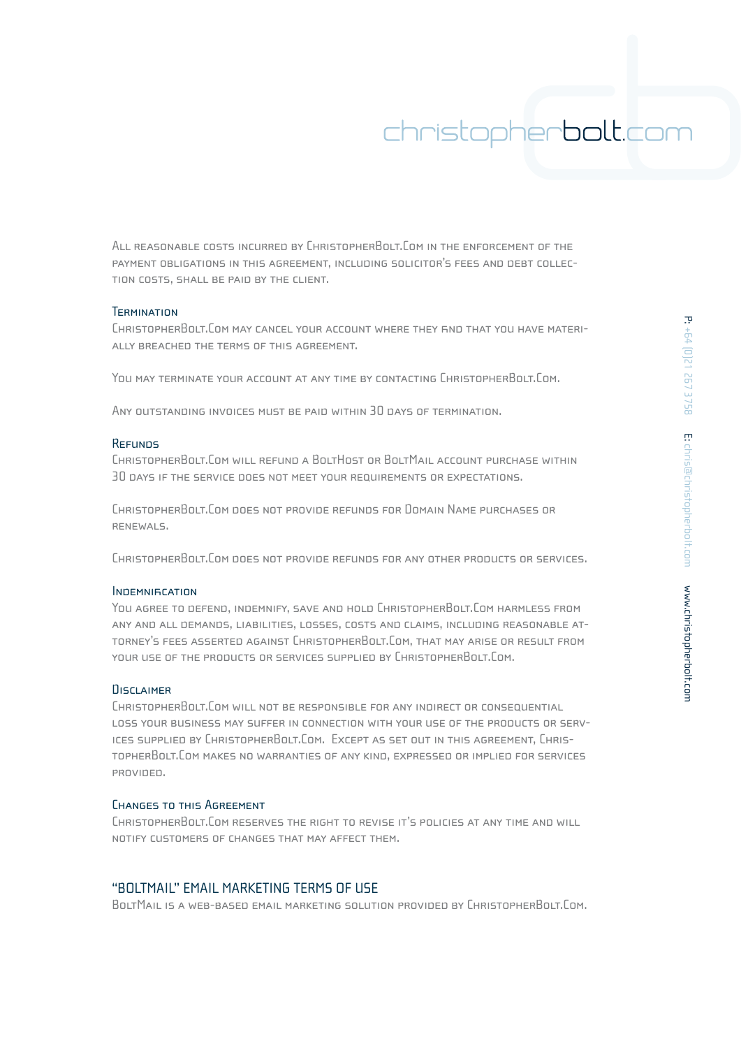All reasonable costs incurred by ChristopherBolt.Com in the enforcement of the payment obligations in this agreement, including solicitor's fees and debt collection costs, shall be paid by the client.

### Termination

ChristopherBolt.Com may cancel your account where they find that you have materially breached the terms of this agreement.

You may terminate your account at any time by contacting ChristopherBolt.Com.

Any outstanding invoices must be paid within 30 days of termination.

### Refunds

ChristopherBolt.Com will refund a BoltHost or BoltMail account purchase within 30 days if the service does not meet your requirements or expectations.

ChristopherBolt.Com does not provide refunds for Domain Name purchases or renewals.

ChristopherBolt.Com does not provide refunds for any other products or services.

### Indemnification

You agree to defend, indemnify, save and hold ChristopherBolt.Com harmless from any and all demands, liabilities, losses, costs and claims, including reasonable attorney's fees asserted against ChristopherBolt.Com, that may arise or result from your use of the products or services supplied by ChristopherBolt.Com.

### Disclaimer

ChristopherBolt.Com will not be responsible for any indirect or consequential loss your business may suffer in connection with your use of the products or services supplied by ChristopherBolt.Com. Except as set out in this agreement, ChristopherBolt.Com makes no warranties of any kind, expressed or implied for services provided.

### Changes to this Agreement

ChristopherBolt.Com reserves the right to revise it's policies at any time and will notify customers of changes that may affect them.

## "BOLTMAIL" EMAIL MARKETING TERMS OF USE

BoltMail is a web-based email marketing solution provided by ChristopherBolt.Com.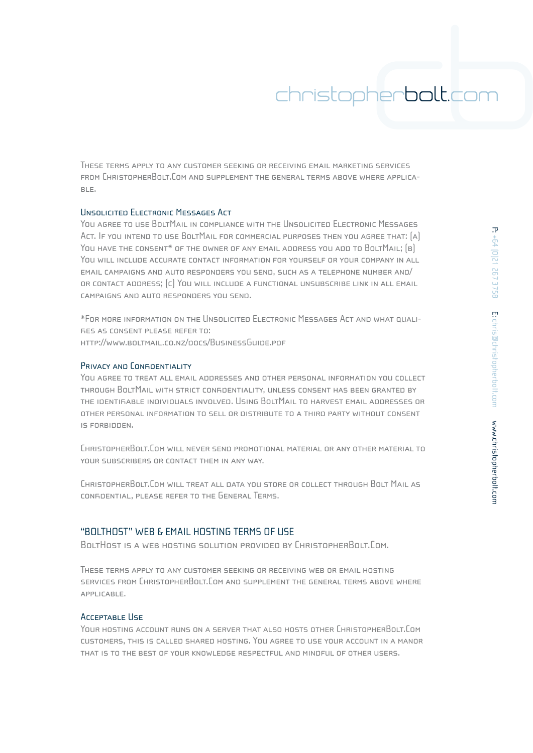These terms apply to any customer seeking or receiving email marketing services from ChristopherBolt.Com and supplement the general terms above where applicable.

### Unsolicited Electronic Messages Act

You agree to use BoltMail in compliance with the Unsolicited Electronic Messages Act. If you intend to use BoltMail for commercial purposes then you agree that: (a) You have the consent* of the owner of any email address you add to BoltMail; (b) You will include accurate contact information for yourself or your company in all email campaigns and auto responders you send, such as a telephone number and/or contact address; (c) You will include a functional unsubscribe link in all email campaigns and auto responders you send.

*For more information on the Unsolicited Electronic Messages Act and what qualifies as consent please refer to:
http://www.boltmail.co.nz/docs/BusinessGuide.pdf

### Privacy and Confidentiality

You agree to treat all email addresses and other personal information you collect through BoltMail with strict confidentiality, unless consent has been granted by the identifiable individuals involved. Using BoltMail to harvest email addresses or other personal information to sell or distribute to a third party without consent is forbidden.

ChristopherBolt.Com will never send promotional material or any other material to your subscribers or contact them in any way.

ChristopherBolt.Com will treat all data you store or collect through Bolt Mail as confidential, please refer to the General Terms.

## "BOLTHOST" WEB & EMAIL HOSTING TERMS OF USE

BoltHost is a web hosting solution provided by ChristopherBolt.Com.

These terms apply to any customer seeking or receiving web or email hosting services from ChristopherBolt.Com and supplement the general terms above where applicable.

### Acceptable Use

Your hosting account runs on a server that also hosts other ChristopherBolt.Com customers, this is called shared hosting. You agree to use your account in a manor that is to the best of your knowledge respectful and mindful of other users.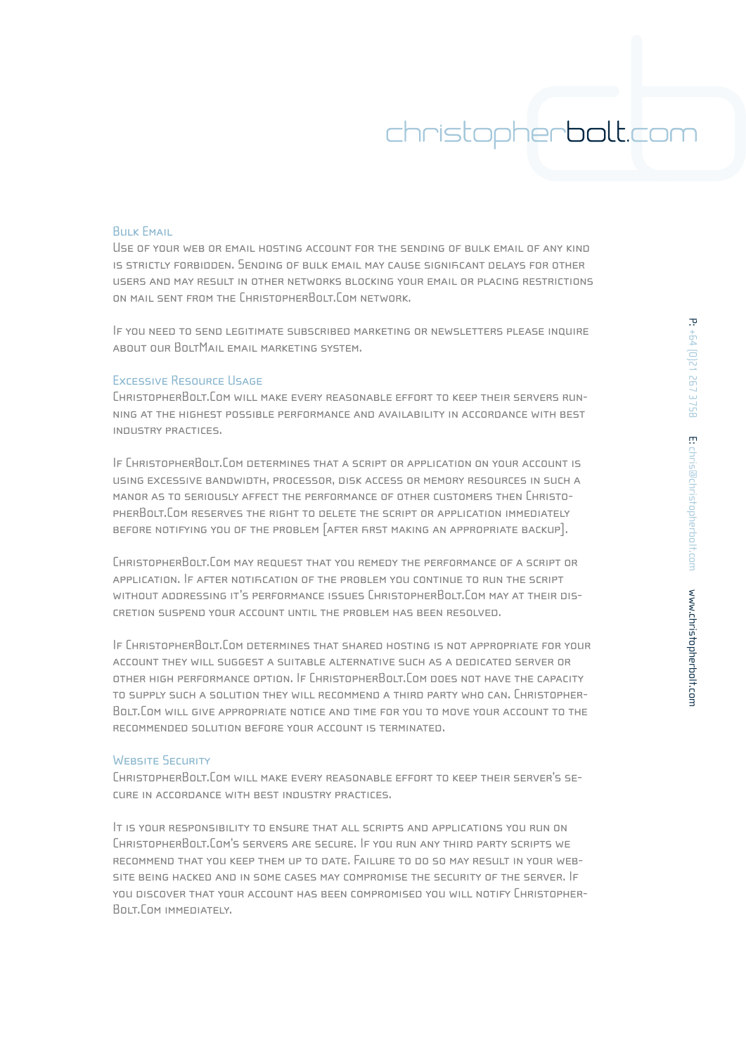## Bulk Email

Use of your web or email hosting account for the sending of bulk email of any kind is strictly forbidden. Sending of bulk email may cause significant delays for other users and may result in other networks blocking your email or placing restrictions on mail sent from the ChristopherBolt.Com network.

If you need to send legitimate subscribed marketing or newsletters please inquire about our BoltMail email marketing system.

## Excessive Resource Usage

ChristopherBolt.Com will make every reasonable effort to keep their servers running at the highest possible performance and availability in accordance with best industry practices.

If ChristopherBolt.Com determines that a script or application on your account is using excessive bandwidth, processor, disk access or memory resources in such a manor as to seriously affect the performance of other customers then ChristopherBolt.Com reserves the right to delete the script or application immediately before notifying you of the problem [after first making an appropriate backup].

ChristopherBolt.Com may request that you remedy the performance of a script or application. If after notification of the problem you continue to run the script without addressing it's performance issues ChristopherBolt.Com may at their discretion suspend your account until the problem has been resolved.

If ChristopherBolt.Com determines that shared hosting is not appropriate for your account they will suggest a suitable alternative such as a dedicated server or other high performance option. If ChristopherBolt.Com does not have the capacity to supply such a solution they will recommend a third party who can. ChristopherBolt.Com will give appropriate notice and time for you to move your account to the recommended solution before your account is terminated.

## Website Security

ChristopherBolt.Com will make every reasonable effort to keep their server's secure in accordance with best industry practices.

It is your responsibility to ensure that all scripts and applications you run on ChristopherBolt.Com's servers are secure. If you run any third party scripts we recommend that you keep them up to date. Failure to do so may result in your website being hacked and in some cases may compromise the security of the server. If you discover that your account has been compromised you will notify ChristopherBolt.Com immediately.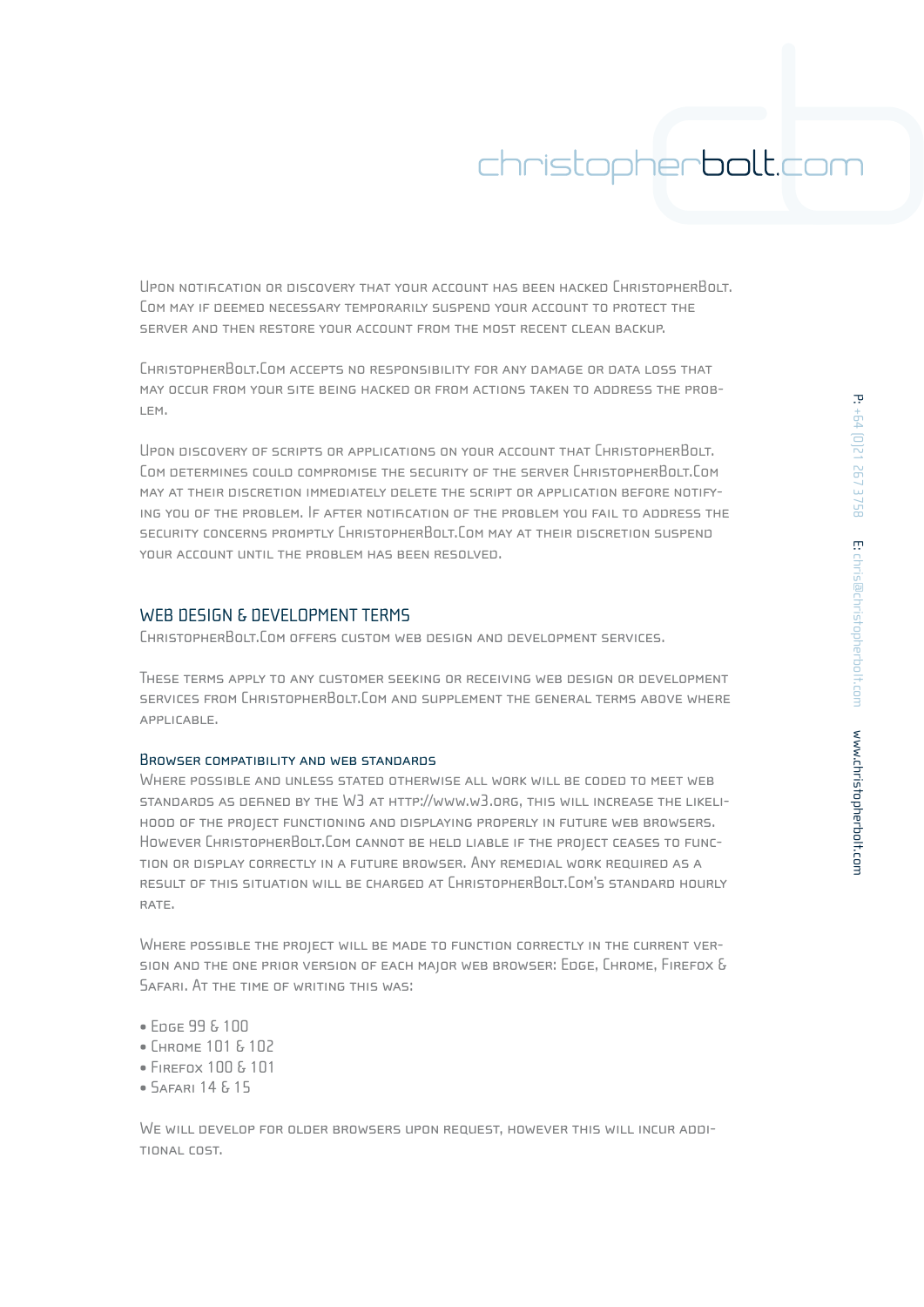Upon notification or discovery that your account has been hacked ChristopherBolt.Com may if deemed necessary temporarily suspend your account to protect the server and then restore your account from the most recent clean backup.

ChristopherBolt.Com accepts no responsibility for any damage or data loss that may occur from your site being hacked or from actions taken to address the problem.

Upon discovery of scripts or applications on your account that ChristopherBolt.Com determines could compromise the security of the server ChristopherBolt.Com may at their discretion immediately delete the script or application before notifying you of the problem. If after notification of the problem you fail to address the security concerns promptly ChristopherBolt.Com may at their discretion suspend your account until the problem has been resolved.

## WEB DESIGN & DEVELOPMENT TERMS

ChristopherBolt.Com offers custom web design and development services.

These terms apply to any customer seeking or receiving web design or development services from ChristopherBolt.Com and supplement the general terms above where applicable.

### Browser compatibility and web standards

Where possible and unless stated otherwise all work will be coded to meet web standards as defined by the W3 at http://www.w3.org, this will increase the likelihood of the project functioning and displaying properly in future web browsers. However ChristopherBolt.Com cannot be held liable if the project ceases to function or display correctly in a future browser. Any remedial work required as a result of this situation will be charged at ChristopherBolt.Com's standard hourly rate.

Where possible the project will be made to function correctly in the current version and the one prior version of each major web browser: Edge, Chrome, Firefox & Safari. At the time of writing this was:

- Edge 99 & 100
- Chrome 101 & 102
- Firefox 100 & 101
- Safari 14 & 15

We will develop for older browsers upon request, however this will incur additional cost.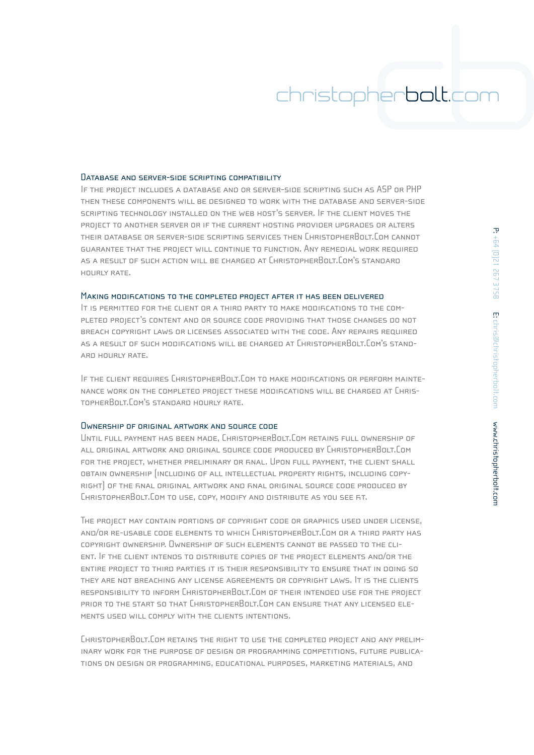### Database and server-side scripting compatibility

If the project includes a database and or server-side scripting such as ASP or PHP then these components will be designed to work with the database and server-side scripting technology installed on the web host's server. If the client moves the project to another server or if the current hosting provider upgrades or alters their database or server-side scripting services then ChristopherBolt.Com cannot guarantee that the project will continue to function. Any remedial work required as a result of such action will be charged at ChristopherBolt.Com's standard hourly rate.

### Making modifications to the completed project after it has been delivered

It is permitted for the client or a third party to make modifications to the completed project's content and or source code providing that those changes do not breach copyright laws or licenses associated with the code. Any repairs required as a result of such modifications will be charged at ChristopherBolt.Com's standard hourly rate.

If the client requires ChristopherBolt.Com to make modifications or perform maintenance work on the completed project these modifications will be charged at ChristopherBolt.Com's standard hourly rate.

### Ownership of original artwork and source code

Until full payment has been made, ChristopherBolt.Com retains full ownership of all original artwork and original source code produced by ChristopherBolt.Com for the project, whether preliminary or final. Upon full payment, the client shall obtain ownership (including of all intellectual property rights, including copyright) of the final original artwork and final original source code produced by ChristopherBolt.Com to use, copy, modify and distribute as you see fit.

The project may contain portions of copyright code or graphics used under license, and/or re-usable code elements to which ChristopherBolt.Com or a third party has copyright ownership. Ownership of such elements cannot be passed to the client. If the client intends to distribute copies of the project elements and/or the entire project to third parties it is their responsibility to ensure that in doing so they are not breaching any license agreements or copyright laws. It is the clients responsibility to inform ChristopherBolt.Com of their intended use for the project prior to the start so that ChristopherBolt.Com can ensure that any licensed elements used will comply with the clients intentions.

ChristopherBolt.Com retains the right to use the completed project and any preliminary work for the purpose of design or programming competitions, future publications on design or programming, educational purposes, marketing materials, and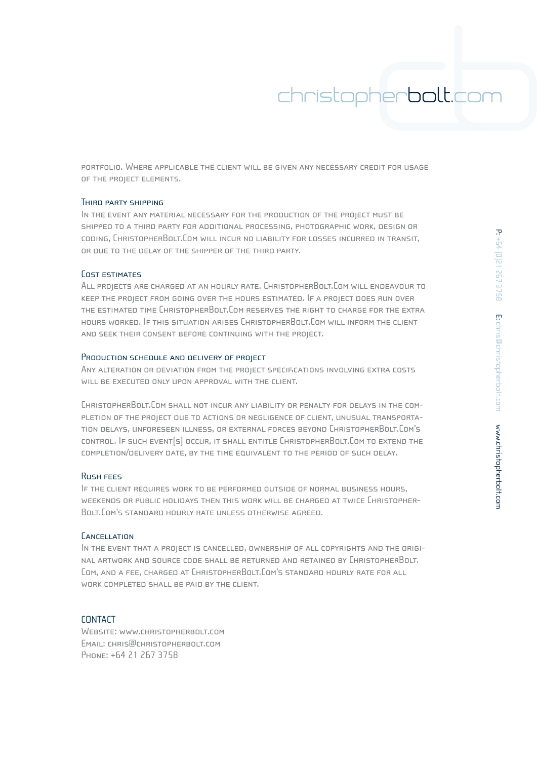portfolio. Where applicable the client will be given any necessary credit for usage of the project elements.

### Third party shipping

In the event any material necessary for the production of the project must be shipped to a third party for additional processing, photographic work, design or coding, ChristopherBolt.Com will incur no liability for losses incurred in transit, or due to the delay of the shipper of the third party.

### Cost estimates

All projects are charged at an hourly rate. ChristopherBolt.Com will endeavour to keep the project from going over the hours estimated. If a project does run over the estimated time ChristopherBolt.Com reserves the right to charge for the extra hours worked. If this situation arises ChristopherBolt.Com will inform the client and seek their consent before continuing with the project.

### Production schedule and delivery of project

Any alteration or deviation from the project specifications involving extra costs will be executed only upon approval with the client.

ChristopherBolt.Com shall not incur any liability or penalty for delays in the completion of the project due to actions or negligence of client, unusual transportation delays, unforeseen illness, or external forces beyond ChristopherBolt.Com's control. If such event(s) occur, it shall entitle ChristopherBolt.Com to extend the completion/delivery date, by the time equivalent to the period of such delay.

### Rush fees

If the client requires work to be performed outside of normal business hours, weekends or public holidays then this work will be charged at twice ChristopherBolt.Com's standard hourly rate unless otherwise agreed.

### Cancellation

In the event that a project is cancelled, ownership of all copyrights and the original artwork and source code shall be returned and retained by ChristopherBolt.Com, and a fee, charged at ChristopherBolt.Com's standard hourly rate for all work completed shall be paid by the client.

## CONTACT

Website: www.christopherbolt.com
Email: chris@christopherbolt.com
Phone: +64 21 267 3758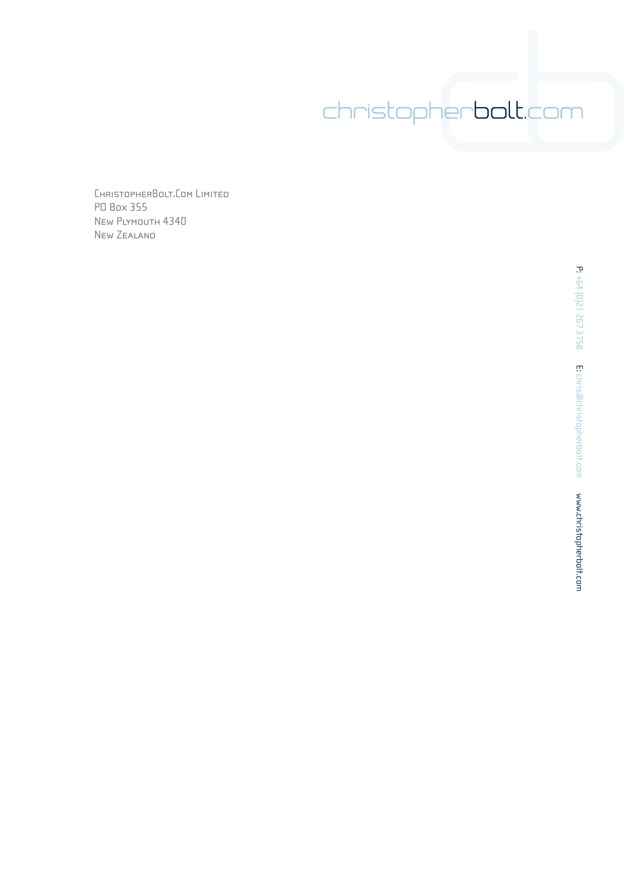christopherbolt.com

ChristopherBolt.Com Limited
PO Box 355
New Plymouth 4340
New Zealand

P: +64 (0)21 267 3758

E: chris@christopherbolt.com

www.christopherbolt.com